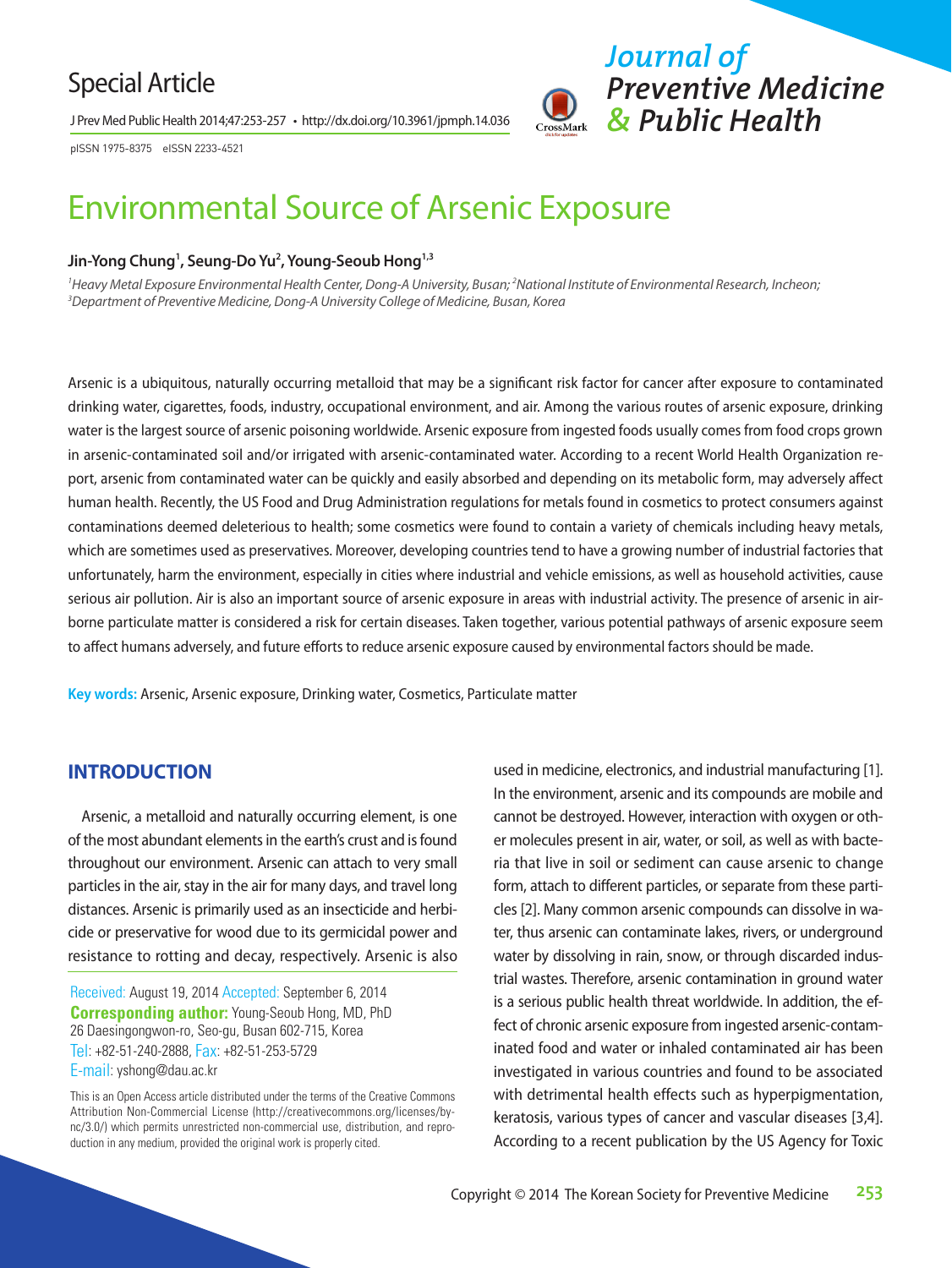Special Article

# Environmental Source of Arsenic Exposure

**Jin-Yong Chung[1], Seung-Do Yu[2], Young-Seoub Hong[1,3]**

*[1]Heavy Metal Exposure Environmental Health Center, Dong-A University, Busan; [2]National Institute of Environmental Research, Incheon; [3]Department of Preventive Medicine, Dong-A University College of Medicine, Busan, Korea*

Arsenic is a ubiquitous, naturally occurring metalloid that may be a significant risk factor for cancer after exposure to contaminated drinking water, cigarettes, foods, industry, occupational environment, and air. Among the various routes of arsenic exposure, drinking water is the largest source of arsenic poisoning worldwide. Arsenic exposure from ingested foods usually comes from food crops grown in arsenic-contaminated soil and/or irrigated with arsenic-contaminated water. According to a recent World Health Organization report, arsenic from contaminated water can be quickly and easily absorbed and depending on its metabolic form, may adversely affect human health. Recently, the US Food and Drug Administration regulations for metals found in cosmetics to protect consumers against contaminations deemed deleterious to health; some cosmetics were found to contain a variety of chemicals including heavy metals, which are sometimes used as preservatives. Moreover, developing countries tend to have a growing number of industrial factories that unfortunately, harm the environment, especially in cities where industrial and vehicle emissions, as well as household activities, cause serious air pollution. Air is also an important source of arsenic exposure in areas with industrial activity. The presence of arsenic in airborne particulate matter is considered a risk for certain diseases. Taken together, various potential pathways of arsenic exposure seem to affect humans adversely, and future efforts to reduce arsenic exposure caused by environmental factors should be made.

**Key words:** Arsenic, Arsenic exposure, Drinking water, Cosmetics, Particulate matter

## INTRODUCTION

Arsenic, a metalloid and naturally occurring element, is one of the most abundant elements in the earth's crust and is found throughout our environment. Arsenic can attach to very small particles in the air, stay in the air for many days, and travel long distances. Arsenic is primarily used as an insecticide and herbicide or preservative for wood due to its germicidal power and resistance to rotting and decay, respectively. Arsenic is also used in medicine, electronics, and industrial manufacturing [1]. In the environment, arsenic and its compounds are mobile and cannot be destroyed. However, interaction with oxygen or other molecules present in air, water, or soil, as well as with bacteria that live in soil or sediment can cause arsenic to change form, attach to different particles, or separate from these particles [2]. Many common arsenic compounds can dissolve in water, thus arsenic can contaminate lakes, rivers, or underground water by dissolving in rain, snow, or through discarded industrial wastes. Therefore, arsenic contamination in ground water is a serious public health threat worldwide. In addition, the effect of chronic arsenic exposure from ingested arsenic-contaminated food and water or inhaled contaminated air has been investigated in various countries and found to be associated with detrimental health effects such as hyperpigmentation, keratosis, various types of cancer and vascular diseases [3,4]. According to a recent publication by the US Agency for Toxic

Received: August 19, 2014 Accepted: September 6, 2014
**Corresponding author:** Young-Seoub Hong, MD, PhD
26 Daesingongwon-ro, Seo-gu, Busan 602-715, Korea
Tel: +82-51-240-2888, Fax: +82-51-253-5729
E-mail: yshong@dau.ac.kr

This is an Open Access article distributed under the terms of the Creative Commons Attribution Non-Commercial License (http://creativecommons.org/licenses/by-nc/3.0/) which permits unrestricted non-commercial use, distribution, and reproduction in any medium, provided the original work is properly cited.

Copyright © 2014 The Korean Society for Preventive Medicine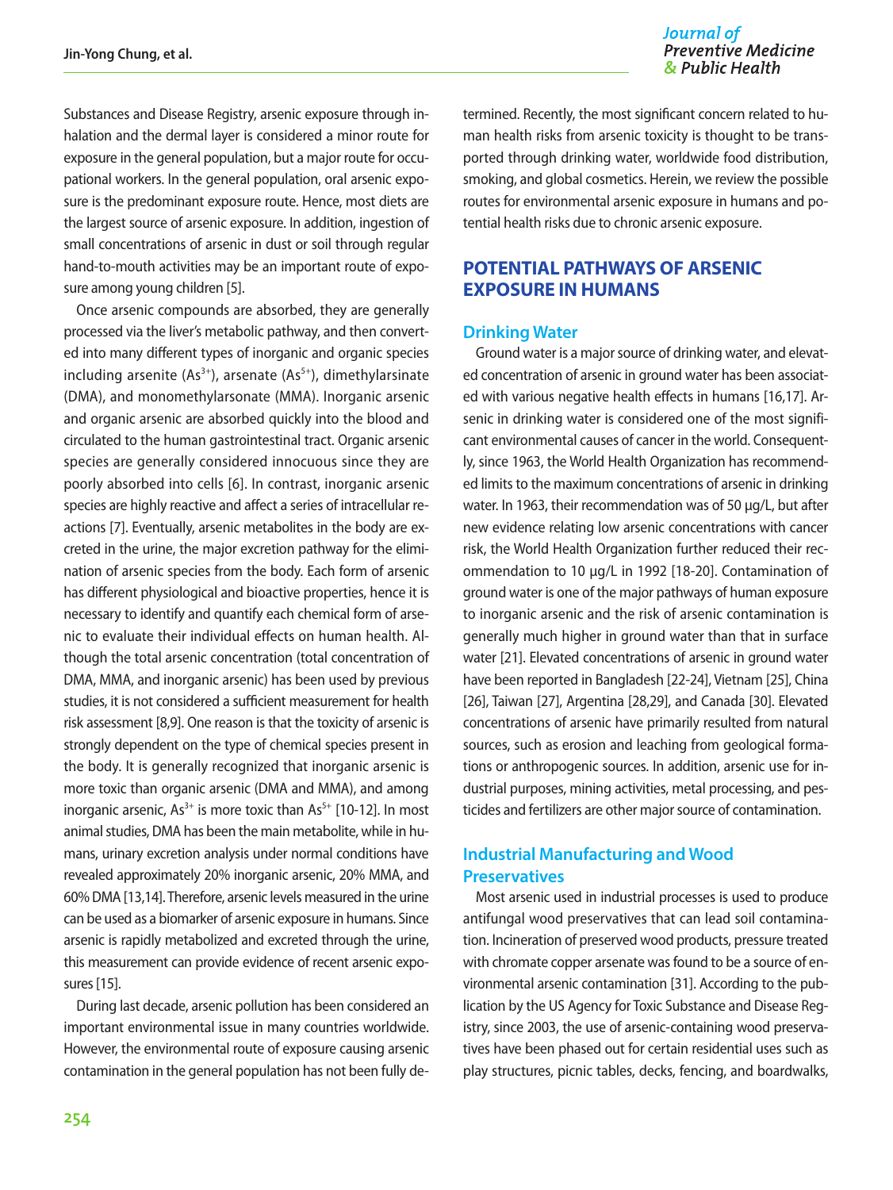Substances and Disease Registry, arsenic exposure through inhalation and the dermal layer is considered a minor route for exposure in the general population, but a major route for occupational workers. In the general population, oral arsenic exposure is the predominant exposure route. Hence, most diets are the largest source of arsenic exposure. In addition, ingestion of small concentrations of arsenic in dust or soil through regular hand-to-mouth activities may be an important route of exposure among young children [5].

Once arsenic compounds are absorbed, they are generally processed via the liver's metabolic pathway, and then converted into many different types of inorganic and organic species including arsenite ($As^{3+}$), arsenate ($As^{5+}$), dimethylarsinate (DMA), and monomethylarsonate (MMA). Inorganic arsenic and organic arsenic are absorbed quickly into the blood and circulated to the human gastrointestinal tract. Organic arsenic species are generally considered innocuous since they are poorly absorbed into cells [6]. In contrast, inorganic arsenic species are highly reactive and affect a series of intracellular reactions [7]. Eventually, arsenic metabolites in the body are excreted in the urine, the major excretion pathway for the elimination of arsenic species from the body. Each form of arsenic has different physiological and bioactive properties, hence it is necessary to identify and quantify each chemical form of arsenic to evaluate their individual effects on human health. Although the total arsenic concentration (total concentration of DMA, MMA, and inorganic arsenic) has been used by previous studies, it is not considered a sufficient measurement for health risk assessment [8,9]. One reason is that the toxicity of arsenic is strongly dependent on the type of chemical species present in the body. It is generally recognized that inorganic arsenic is more toxic than organic arsenic (DMA and MMA), and among inorganic arsenic, $As^{3+}$ is more toxic than $As^{5+}$ [10-12]. In most animal studies, DMA has been the main metabolite, while in humans, urinary excretion analysis under normal conditions have revealed approximately 20% inorganic arsenic, 20% MMA, and 60% DMA [13,14]. Therefore, arsenic levels measured in the urine can be used as a biomarker of arsenic exposure in humans. Since arsenic is rapidly metabolized and excreted through the urine, this measurement can provide evidence of recent arsenic exposures [15].

During last decade, arsenic pollution has been considered an important environmental issue in many countries worldwide. However, the environmental route of exposure causing arsenic contamination in the general population has not been fully determined. Recently, the most significant concern related to human health risks from arsenic toxicity is thought to be transported through drinking water, worldwide food distribution, smoking, and global cosmetics. Herein, we review the possible routes for environmental arsenic exposure in humans and potential health risks due to chronic arsenic exposure.

## POTENTIAL PATHWAYS OF ARSENIC EXPOSURE IN HUMANS

### Drinking Water

Ground water is a major source of drinking water, and elevated concentration of arsenic in ground water has been associated with various negative health effects in humans [16,17]. Arsenic in drinking water is considered one of the most significant environmental causes of cancer in the world. Consequently, since 1963, the World Health Organization has recommended limits to the maximum concentrations of arsenic in drinking water. In 1963, their recommendation was of 50 μg/L, but after new evidence relating low arsenic concentrations with cancer risk, the World Health Organization further reduced their recommendation to 10 μg/L in 1992 [18-20]. Contamination of ground water is one of the major pathways of human exposure to inorganic arsenic and the risk of arsenic contamination is generally much higher in ground water than that in surface water [21]. Elevated concentrations of arsenic in ground water have been reported in Bangladesh [22-24], Vietnam [25], China [26], Taiwan [27], Argentina [28,29], and Canada [30]. Elevated concentrations of arsenic have primarily resulted from natural sources, such as erosion and leaching from geological formations or anthropogenic sources. In addition, arsenic use for industrial purposes, mining activities, metal processing, and pesticides and fertilizers are other major source of contamination.

### Industrial Manufacturing and Wood Preservatives

Most arsenic used in industrial processes is used to produce antifungal wood preservatives that can lead soil contamination. Incineration of preserved wood products, pressure treated with chromate copper arsenate was found to be a source of environmental arsenic contamination [31]. According to the publication by the US Agency for Toxic Substance and Disease Registry, since 2003, the use of arsenic-containing wood preservatives have been phased out for certain residential uses such as play structures, picnic tables, decks, fencing, and boardwalks,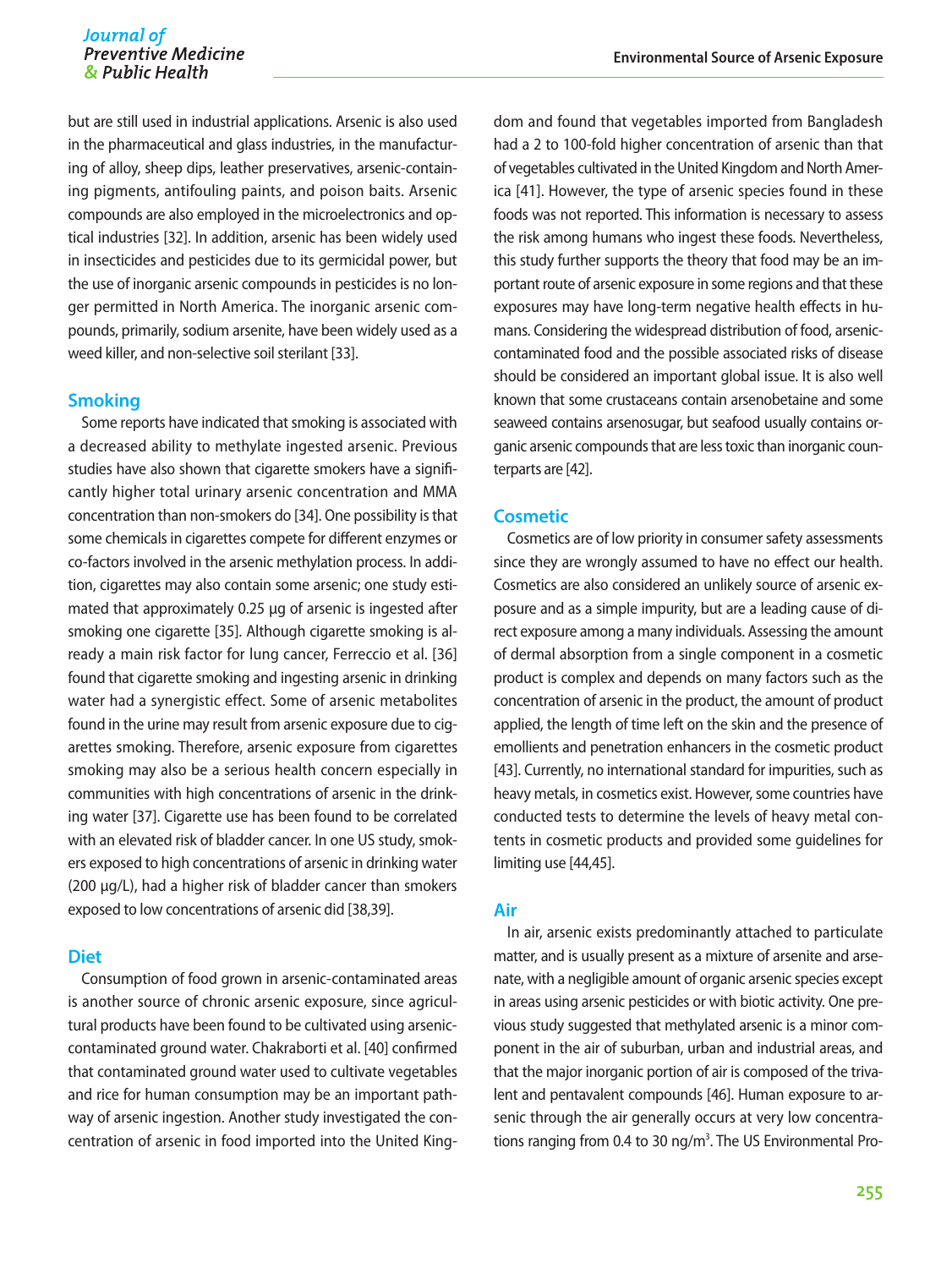but are still used in industrial applications. Arsenic is also used in the pharmaceutical and glass industries, in the manufacturing of alloy, sheep dips, leather preservatives, arsenic-containing pigments, antifouling paints, and poison baits. Arsenic compounds are also employed in the microelectronics and optical industries [32]. In addition, arsenic has been widely used in insecticides and pesticides due to its germicidal power, but the use of inorganic arsenic compounds in pesticides is no longer permitted in North America. The inorganic arsenic compounds, primarily, sodium arsenite, have been widely used as a weed killer, and non-selective soil sterilant [33].

## Smoking

Some reports have indicated that smoking is associated with a decreased ability to methylate ingested arsenic. Previous studies have also shown that cigarette smokers have a significantly higher total urinary arsenic concentration and MMA concentration than non-smokers do [34]. One possibility is that some chemicals in cigarettes compete for different enzymes or co-factors involved in the arsenic methylation process. In addition, cigarettes may also contain some arsenic; one study estimated that approximately 0.25 µg of arsenic is ingested after smoking one cigarette [35]. Although cigarette smoking is already a main risk factor for lung cancer, Ferreccio et al. [36] found that cigarette smoking and ingesting arsenic in drinking water had a synergistic effect. Some of arsenic metabolites found in the urine may result from arsenic exposure due to cigarettes smoking. Therefore, arsenic exposure from cigarettes smoking may also be a serious health concern especially in communities with high concentrations of arsenic in the drinking water [37]. Cigarette use has been found to be correlated with an elevated risk of bladder cancer. In one US study, smokers exposed to high concentrations of arsenic in drinking water (200 µg/L), had a higher risk of bladder cancer than smokers exposed to low concentrations of arsenic did [38,39].

## Diet

Consumption of food grown in arsenic-contaminated areas is another source of chronic arsenic exposure, since agricultural products have been found to be cultivated using arsenic-contaminated ground water. Chakraborti et al. [40] confirmed that contaminated ground water used to cultivate vegetables and rice for human consumption may be an important pathway of arsenic ingestion. Another study investigated the concentration of arsenic in food imported into the United Kingdom and found that vegetables imported from Bangladesh had a 2 to 100-fold higher concentration of arsenic than that of vegetables cultivated in the United Kingdom and North America [41]. However, the type of arsenic species found in these foods was not reported. This information is necessary to assess the risk among humans who ingest these foods. Nevertheless, this study further supports the theory that food may be an important route of arsenic exposure in some regions and that these exposures may have long-term negative health effects in humans. Considering the widespread distribution of food, arsenic-contaminated food and the possible associated risks of disease should be considered an important global issue. It is also well known that some crustaceans contain arsenobetaine and some seaweed contains arsenosugar, but seafood usually contains organic arsenic compounds that are less toxic than inorganic counterparts are [42].

## Cosmetic

Cosmetics are of low priority in consumer safety assessments since they are wrongly assumed to have no effect our health. Cosmetics are also considered an unlikely source of arsenic exposure and as a simple impurity, but are a leading cause of direct exposure among a many individuals. Assessing the amount of dermal absorption from a single component in a cosmetic product is complex and depends on many factors such as the concentration of arsenic in the product, the amount of product applied, the length of time left on the skin and the presence of emollients and penetration enhancers in the cosmetic product [43]. Currently, no international standard for impurities, such as heavy metals, in cosmetics exist. However, some countries have conducted tests to determine the levels of heavy metal contents in cosmetic products and provided some guidelines for limiting use [44,45].

## Air

In air, arsenic exists predominantly attached to particulate matter, and is usually present as a mixture of arsenite and arsenate, with a negligible amount of organic arsenic species except in areas using arsenic pesticides or with biotic activity. One previous study suggested that methylated arsenic is a minor component in the air of suburban, urban and industrial areas, and that the major inorganic portion of air is composed of the trivalent and pentavalent compounds [46]. Human exposure to arsenic through the air generally occurs at very low concentrations ranging from 0.4 to 30 ng/m$^3$. The US Environmental Pro-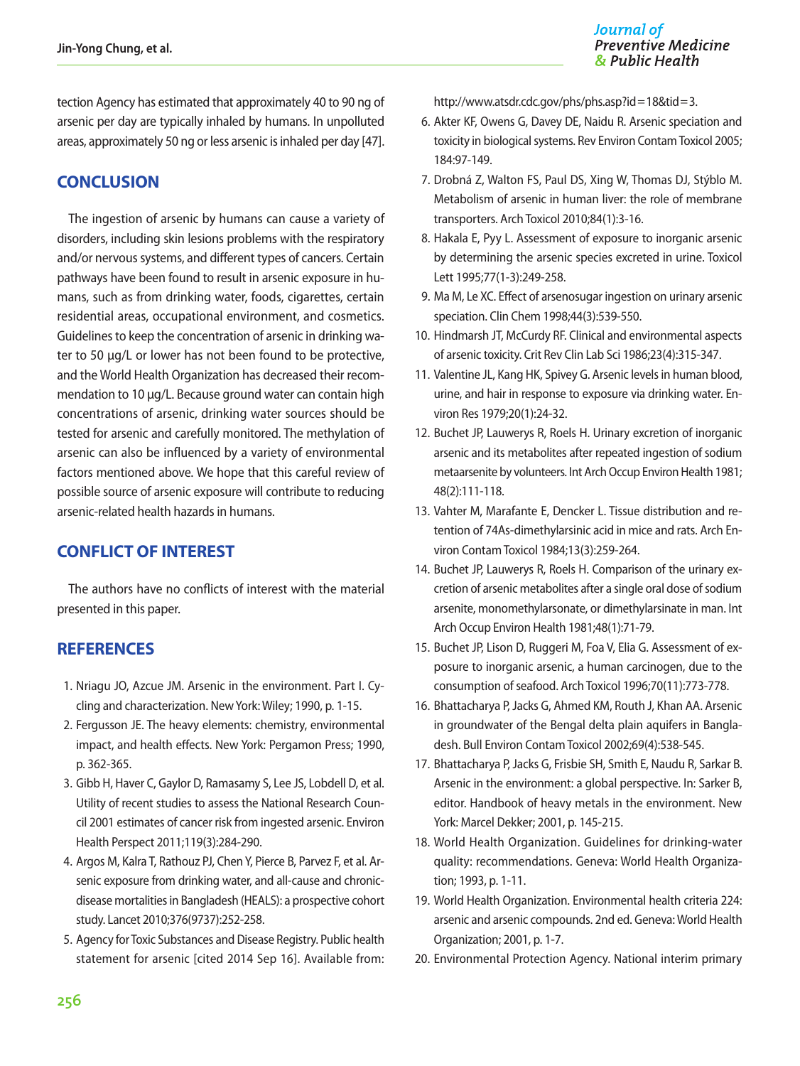tection Agency has estimated that approximately 40 to 90 ng of arsenic per day are typically inhaled by humans. In unpolluted areas, approximately 50 ng or less arsenic is inhaled per day [47].

## CONCLUSION

The ingestion of arsenic by humans can cause a variety of disorders, including skin lesions problems with the respiratory and/or nervous systems, and different types of cancers. Certain pathways have been found to result in arsenic exposure in humans, such as from drinking water, foods, cigarettes, certain residential areas, occupational environment, and cosmetics. Guidelines to keep the concentration of arsenic in drinking water to 50 μg/L or lower has not been found to be protective, and the World Health Organization has decreased their recommendation to 10 μg/L. Because ground water can contain high concentrations of arsenic, drinking water sources should be tested for arsenic and carefully monitored. The methylation of arsenic can also be influenced by a variety of environmental factors mentioned above. We hope that this careful review of possible source of arsenic exposure will contribute to reducing arsenic-related health hazards in humans.

## CONFLICT OF INTEREST

The authors have no conflicts of interest with the material presented in this paper.

## REFERENCES

1. Nriagu JO, Azcue JM. Arsenic in the environment. Part I. Cycling and characterization. New York: Wiley; 1990, p. 1-15.
2. Fergusson JE. The heavy elements: chemistry, environmental impact, and health effects. New York: Pergamon Press; 1990, p. 362-365.
3. Gibb H, Haver C, Gaylor D, Ramasamy S, Lee JS, Lobdell D, et al. Utility of recent studies to assess the National Research Council 2001 estimates of cancer risk from ingested arsenic. Environ Health Perspect 2011;119(3):284-290.
4. Argos M, Kalra T, Rathouz PJ, Chen Y, Pierce B, Parvez F, et al. Arsenic exposure from drinking water, and all-cause and chronic-disease mortalities in Bangladesh (HEALS): a prospective cohort study. Lancet 2010;376(9737):252-258.
5. Agency for Toxic Substances and Disease Registry. Public health statement for arsenic [cited 2014 Sep 16]. Available from: http://www.atsdr.cdc.gov/phs/phs.asp?id=18&tid=3.
6. Akter KF, Owens G, Davey DE, Naidu R. Arsenic speciation and toxicity in biological systems. Rev Environ Contam Toxicol 2005;184:97-149.
7. Drobná Z, Walton FS, Paul DS, Xing W, Thomas DJ, Stýblo M. Metabolism of arsenic in human liver: the role of membrane transporters. Arch Toxicol 2010;84(1):3-16.
8. Hakala E, Pyy L. Assessment of exposure to inorganic arsenic by determining the arsenic species excreted in urine. Toxicol Lett 1995;77(1-3):249-258.
9. Ma M, Le XC. Effect of arsenosugar ingestion on urinary arsenic speciation. Clin Chem 1998;44(3):539-550.
10. Hindmarsh JT, McCurdy RF. Clinical and environmental aspects of arsenic toxicity. Crit Rev Clin Lab Sci 1986;23(4):315-347.
11. Valentine JL, Kang HK, Spivey G. Arsenic levels in human blood, urine, and hair in response to exposure via drinking water. Environ Res 1979;20(1):24-32.
12. Buchet JP, Lauwerys R, Roels H. Urinary excretion of inorganic arsenic and its metabolites after repeated ingestion of sodium metaarsenite by volunteers. Int Arch Occup Environ Health 1981;48(2):111-118.
13. Vahter M, Marafante E, Dencker L. Tissue distribution and retention of 74As-dimethylarsinic acid in mice and rats. Arch Environ Contam Toxicol 1984;13(3):259-264.
14. Buchet JP, Lauwerys R, Roels H. Comparison of the urinary excretion of arsenic metabolites after a single oral dose of sodium arsenite, monomethylarsonate, or dimethylarsinate in man. Int Arch Occup Environ Health 1981;48(1):71-79.
15. Buchet JP, Lison D, Ruggeri M, Foa V, Elia G. Assessment of exposure to inorganic arsenic, a human carcinogen, due to the consumption of seafood. Arch Toxicol 1996;70(11):773-778.
16. Bhattacharya P, Jacks G, Ahmed KM, Routh J, Khan AA. Arsenic in groundwater of the Bengal delta plain aquifers in Bangladesh. Bull Environ Contam Toxicol 2002;69(4):538-545.
17. Bhattacharya P, Jacks G, Frisbie SH, Smith E, Naudu R, Sarkar B. Arsenic in the environment: a global perspective. In: Sarker B, editor. Handbook of heavy metals in the environment. New York: Marcel Dekker; 2001, p. 145-215.
18. World Health Organization. Guidelines for drinking-water quality: recommendations. Geneva: World Health Organization; 1993, p. 1-11.
19. World Health Organization. Environmental health criteria 224: arsenic and arsenic compounds. 2nd ed. Geneva: World Health Organization; 2001, p. 1-7.
20. Environmental Protection Agency. National interim primary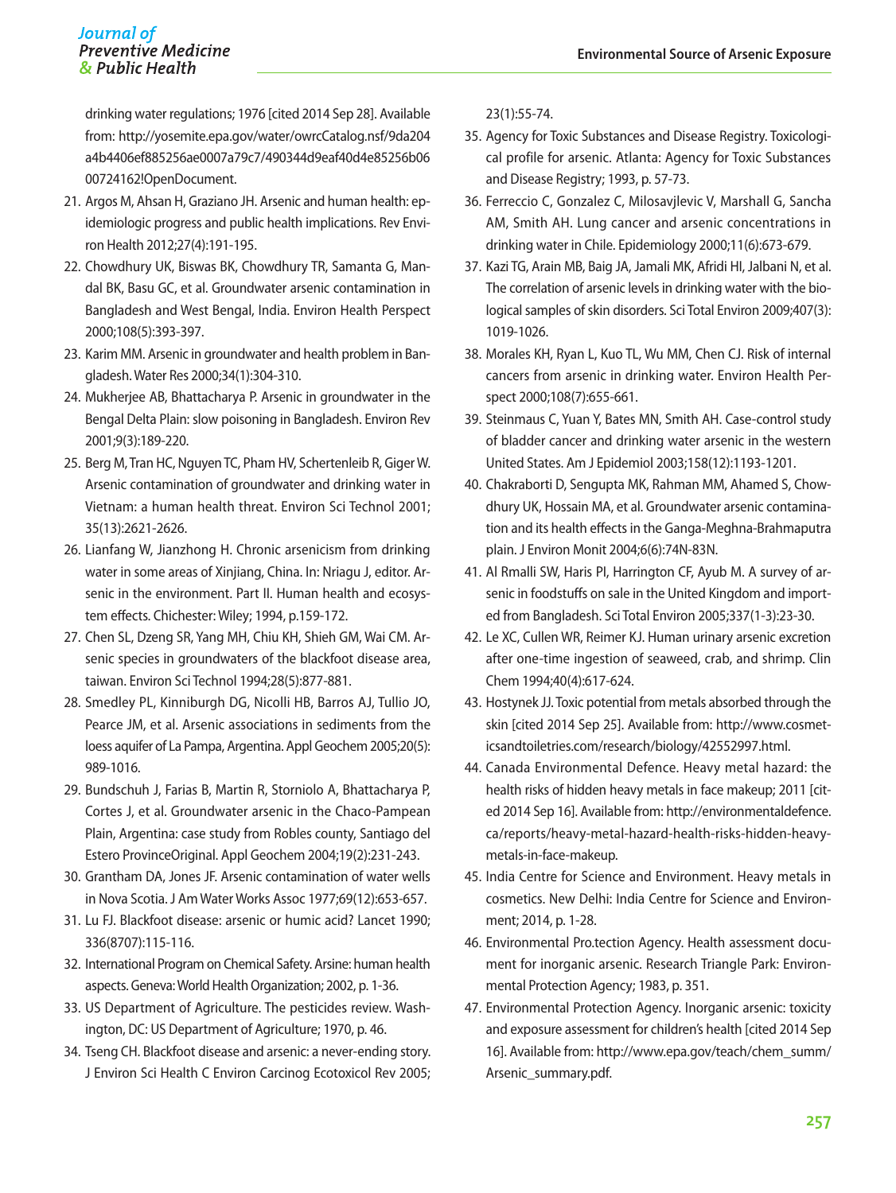drinking water regulations; 1976 [cited 2014 Sep 28]. Available from: http://yosemite.epa.gov/water/owrcCatalog.nsf/9da204a4b4406ef885256ae0007a79c7/490344d9eaf40d4e85256b0600724162!OpenDocument.

21. Argos M, Ahsan H, Graziano JH. Arsenic and human health: epidemiologic progress and public health implications. Rev Environ Health 2012;27(4):191-195.
22. Chowdhury UK, Biswas BK, Chowdhury TR, Samanta G, Mandal BK, Basu GC, et al. Groundwater arsenic contamination in Bangladesh and West Bengal, India. Environ Health Perspect 2000;108(5):393-397.
23. Karim MM. Arsenic in groundwater and health problem in Bangladesh. Water Res 2000;34(1):304-310.
24. Mukherjee AB, Bhattacharya P. Arsenic in groundwater in the Bengal Delta Plain: slow poisoning in Bangladesh. Environ Rev 2001;9(3):189-220.
25. Berg M, Tran HC, Nguyen TC, Pham HV, Schertenleib R, Giger W. Arsenic contamination of groundwater and drinking water in Vietnam: a human health threat. Environ Sci Technol 2001;35(13):2621-2626.
26. Lianfang W, Jianzhong H. Chronic arsenicism from drinking water in some areas of Xinjiang, China. In: Nriagu J, editor. Arsenic in the environment. Part II. Human health and ecosystem effects. Chichester: Wiley; 1994, p.159-172.
27. Chen SL, Dzeng SR, Yang MH, Chiu KH, Shieh GM, Wai CM. Arsenic species in groundwaters of the blackfoot disease area, taiwan. Environ Sci Technol 1994;28(5):877-881.
28. Smedley PL, Kinniburgh DG, Nicolli HB, Barros AJ, Tullio JO, Pearce JM, et al. Arsenic associations in sediments from the loess aquifer of La Pampa, Argentina. Appl Geochem 2005;20(5):989-1016.
29. Bundschuh J, Farias B, Martin R, Storniolo A, Bhattacharya P, Cortes J, et al. Groundwater arsenic in the Chaco-Pampean Plain, Argentina: case study from Robles county, Santiago del Estero ProvinceOriginal. Appl Geochem 2004;19(2):231-243.
30. Grantham DA, Jones JF. Arsenic contamination of water wells in Nova Scotia. J Am Water Works Assoc 1977;69(12):653-657.
31. Lu FJ. Blackfoot disease: arsenic or humic acid? Lancet 1990;336(8707):115-116.
32. International Program on Chemical Safety. Arsine: human health aspects. Geneva: World Health Organization; 2002, p. 1-36.
33. US Department of Agriculture. The pesticides review. Washington, DC: US Department of Agriculture; 1970, p. 46.
34. Tseng CH. Blackfoot disease and arsenic: a never-ending story. J Environ Sci Health C Environ Carcinog Ecotoxicol Rev 2005;23(1):55-74.
35. Agency for Toxic Substances and Disease Registry. Toxicological profile for arsenic. Atlanta: Agency for Toxic Substances and Disease Registry; 1993, p. 57-73.
36. Ferreccio C, Gonzalez C, Milosavjlevic V, Marshall G, Sancha AM, Smith AH. Lung cancer and arsenic concentrations in drinking water in Chile. Epidemiology 2000;11(6):673-679.
37. Kazi TG, Arain MB, Baig JA, Jamali MK, Afridi HI, Jalbani N, et al. The correlation of arsenic levels in drinking water with the biological samples of skin disorders. Sci Total Environ 2009;407(3):1019-1026.
38. Morales KH, Ryan L, Kuo TL, Wu MM, Chen CJ. Risk of internal cancers from arsenic in drinking water. Environ Health Perspect 2000;108(7):655-661.
39. Steinmaus C, Yuan Y, Bates MN, Smith AH. Case-control study of bladder cancer and drinking water arsenic in the western United States. Am J Epidemiol 2003;158(12):1193-1201.
40. Chakraborti D, Sengupta MK, Rahman MM, Ahamed S, Chowdhury UK, Hossain MA, et al. Groundwater arsenic contamination and its health effects in the Ganga-Meghna-Brahmaputra plain. J Environ Monit 2004;6(6):74N-83N.
41. Al Rmalli SW, Haris PI, Harrington CF, Ayub M. A survey of arsenic in foodstuffs on sale in the United Kingdom and imported from Bangladesh. Sci Total Environ 2005;337(1-3):23-30.
42. Le XC, Cullen WR, Reimer KJ. Human urinary arsenic excretion after one-time ingestion of seaweed, crab, and shrimp. Clin Chem 1994;40(4):617-624.
43. Hostynek JJ. Toxic potential from metals absorbed through the skin [cited 2014 Sep 25]. Available from: http://www.cosmeticsandtoiletries.com/research/biology/42552997.html.
44. Canada Environmental Defence. Heavy metal hazard: the health risks of hidden heavy metals in face makeup; 2011 [cited 2014 Sep 16]. Available from: http://environmentaldefence.ca/reports/heavy-metal-hazard-health-risks-hidden-heavy-metals-in-face-makeup.
45. India Centre for Science and Environment. Heavy metals in cosmetics. New Delhi: India Centre for Science and Environment; 2014, p. 1-28.
46. Environmental Pro.tection Agency. Health assessment document for inorganic arsenic. Research Triangle Park: Environmental Protection Agency; 1983, p. 351.
47. Environmental Protection Agency. Inorganic arsenic: toxicity and exposure assessment for children's health [cited 2014 Sep 16]. Available from: http://www.epa.gov/teach/chem_summ/Arsenic_summary.pdf.